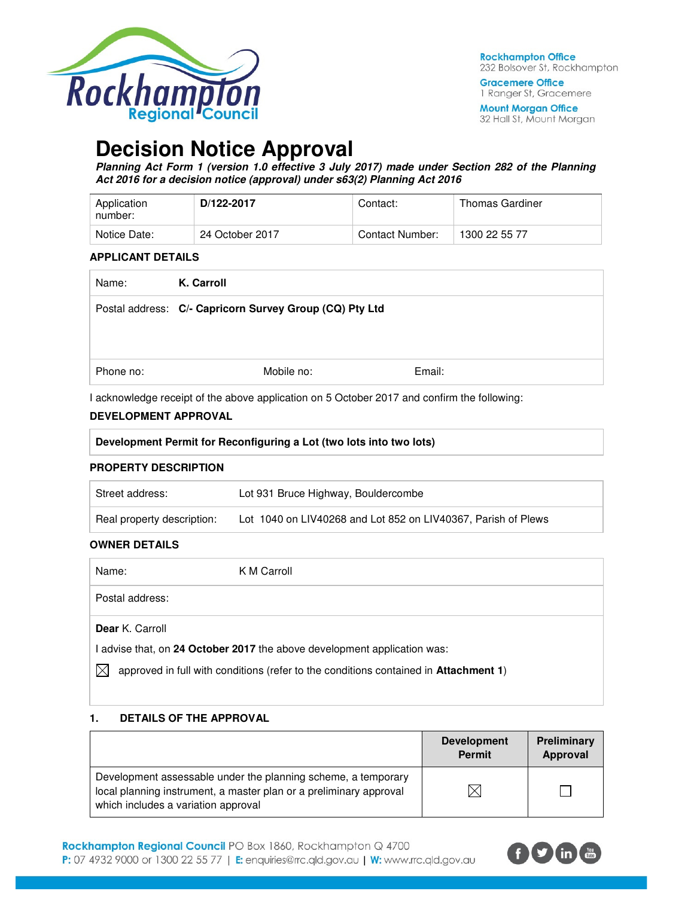Rockhampton Office
232 Bolsover St, Rockhampton

Gracemere Office
1 Ranger St, Gracemere

Mount Morgan Office
32 Hall St, Mount Morgan

# Decision Notice Approval

***Planning Act Form 1 (version 1.0 effective 3 July 2017) made under Section 282 of the Planning Act 2016 for a decision notice (approval) under s63(2) Planning Act 2016***

| Application number: | **D/122-2017** | Contact: | Thomas Gardiner |
|---|---|---|---|
| Notice Date: | 24 October 2017 | Contact Number: | 1300 22 55 77 |

**APPLICANT DETAILS**

| Name: | **K. Carroll** | |
|---|---|---|
| Postal address: | **C/- Capricorn Survey Group (CQ) Pty Ltd** | |
| Phone no: | Mobile no: | Email: |

I acknowledge receipt of the above application on 5 October 2017 and confirm the following:

**DEVELOPMENT APPROVAL**

| **Development Permit for Reconfiguring a Lot (two lots into two lots)** |
|---|

**PROPERTY DESCRIPTION**

| Street address: | Lot 931 Bruce Highway, Bouldercombe |
|---|---|
| Real property description: | Lot 1040 on LIV40268 and Lot 852 on LIV40367, Parish of Plews |

**OWNER DETAILS**

| Name: | K M Carroll |
|---|---|
| Postal address: | |

**Dear** K. Carroll

I advise that, on **24 October 2017** the above development application was:

☒ approved in full with conditions (refer to the conditions contained in **Attachment 1**)

**1. DETAILS OF THE APPROVAL**

| | **Development Permit** | **Preliminary Approval** |
|---|---|---|
| Development assessable under the planning scheme, a temporary local planning instrument, a master plan or a preliminary approval which includes a variation approval | ☒ | ☐ |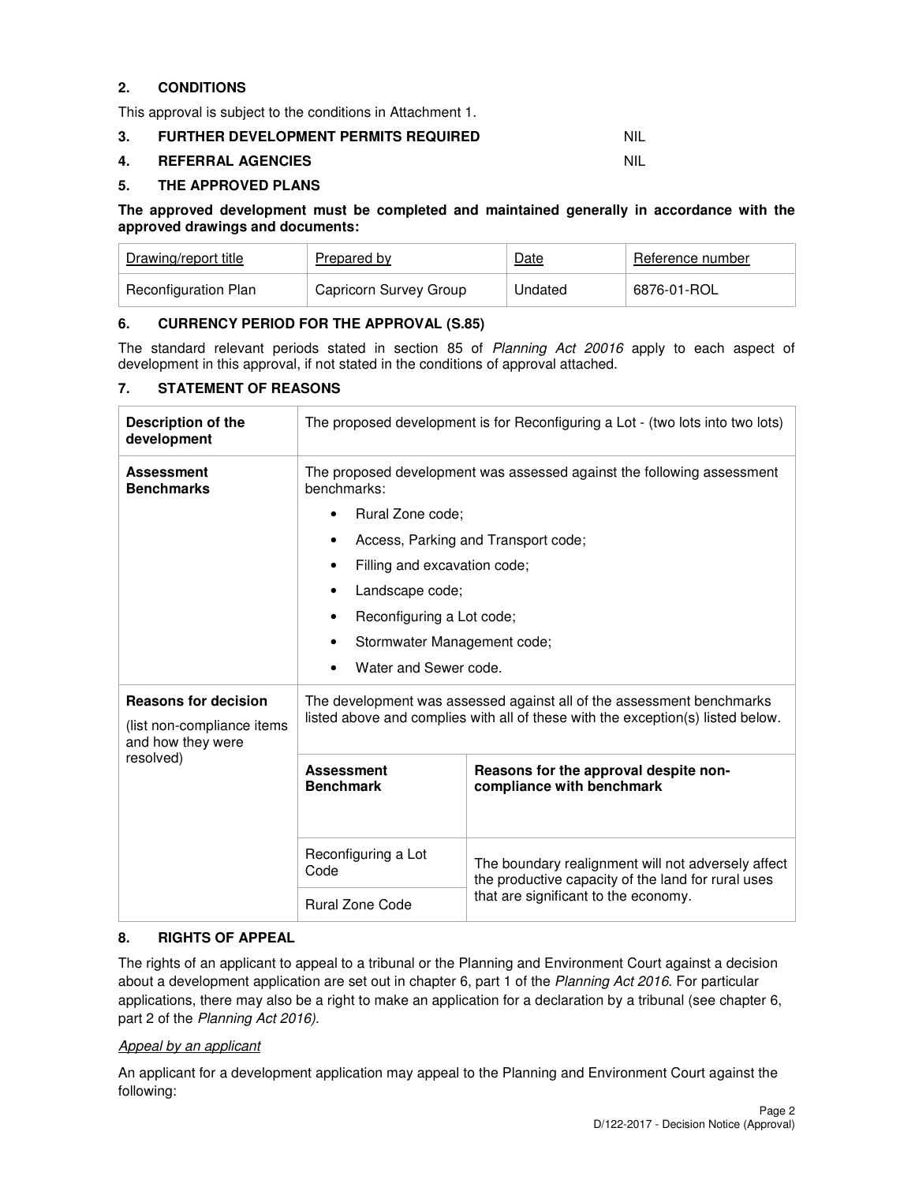## 2. CONDITIONS

This approval is subject to the conditions in Attachment 1.

## 3. FURTHER DEVELOPMENT PERMITS REQUIRED NIL

## 4. REFERRAL AGENCIES NIL

## 5. THE APPROVED PLANS

**The approved development must be completed and maintained generally in accordance with the approved drawings and documents:**

| Drawing/report title | Prepared by | Date | Reference number |
|---|---|---|---|
| Reconfiguration Plan | Capricorn Survey Group | Undated | 6876-01-ROL |

## 6. CURRENCY PERIOD FOR THE APPROVAL (S.85)

The standard relevant periods stated in section 85 of *Planning Act 20016* apply to each aspect of development in this approval, if not stated in the conditions of approval attached.

## 7. STATEMENT OF REASONS

| **Description of the development** | The proposed development is for Reconfiguring a Lot - (two lots into two lots) | |
|---|---|---|
| **Assessment Benchmarks** | The proposed development was assessed against the following assessment benchmarks:<br>• Rural Zone code;<br>• Access, Parking and Transport code;<br>• Filling and excavation code;<br>• Landscape code;<br>• Reconfiguring a Lot code;<br>• Stormwater Management code;<br>• Water and Sewer code. | |
| **Reasons for decision** (list non-compliance items and how they were resolved) | The development was assessed against all of the assessment benchmarks listed above and complies with all of these with the exception(s) listed below. | |
| | **Assessment Benchmark** | **Reasons for the approval despite non-compliance with benchmark** |
| | Reconfiguring a Lot Code | The boundary realignment will not adversely affect the productive capacity of the land for rural uses that are significant to the economy. |
| | Rural Zone Code | |

## 8. RIGHTS OF APPEAL

The rights of an applicant to appeal to a tribunal or the Planning and Environment Court against a decision about a development application are set out in chapter 6, part 1 of the *Planning Act 2016*. For particular applications, there may also be a right to make an application for a declaration by a tribunal (see chapter 6, part 2 of the *Planning Act 2016).*

*Appeal by an applicant*

An applicant for a development application may appeal to the Planning and Environment Court against the following: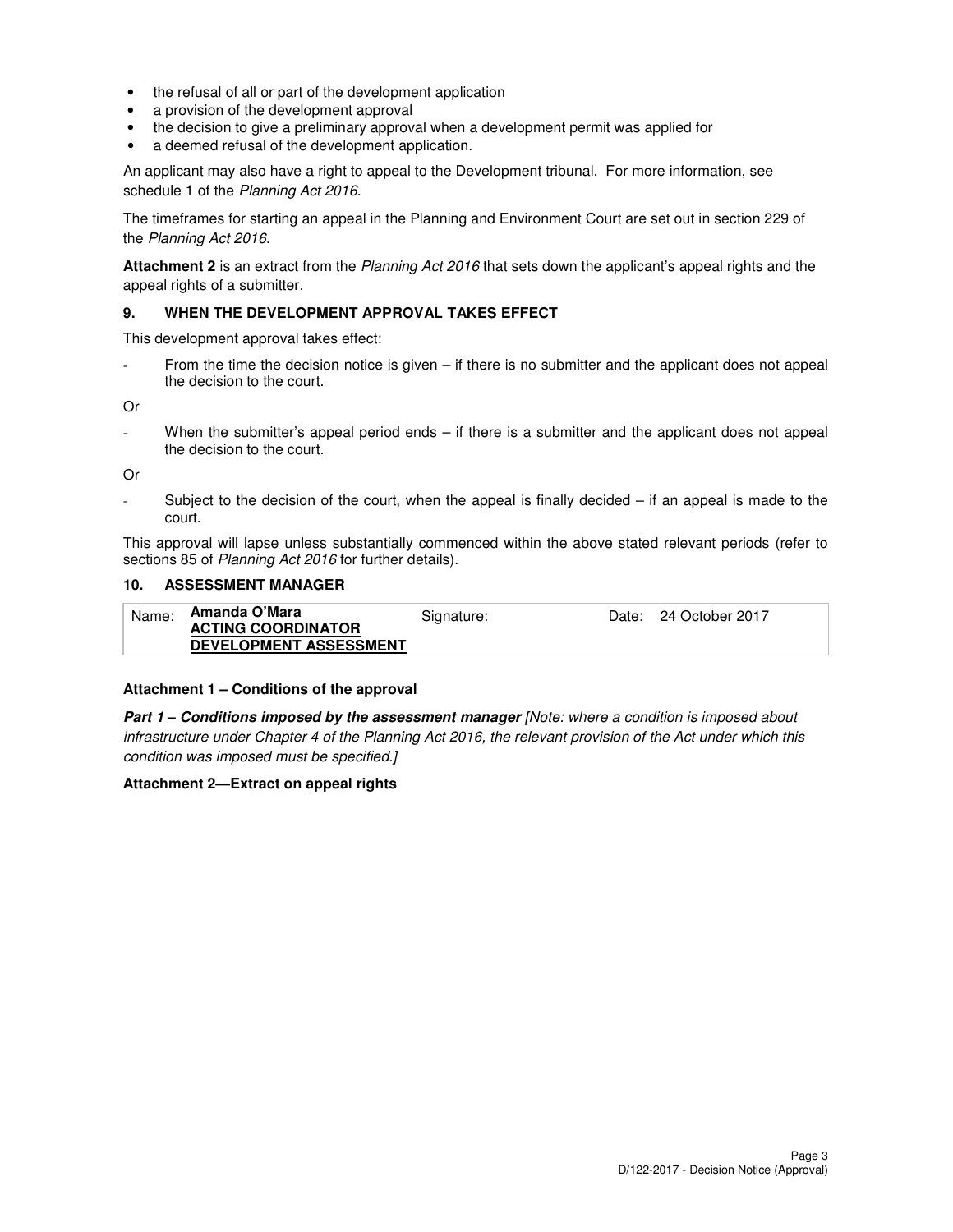- the refusal of all or part of the development application
- a provision of the development approval
- the decision to give a preliminary approval when a development permit was applied for
- a deemed refusal of the development application.

An applicant may also have a right to appeal to the Development tribunal. For more information, see schedule 1 of the *Planning Act 2016*.

The timeframes for starting an appeal in the Planning and Environment Court are set out in section 229 of the *Planning Act 2016*.

**Attachment 2** is an extract from the *Planning Act 2016* that sets down the applicant's appeal rights and the appeal rights of a submitter.

### 9. WHEN THE DEVELOPMENT APPROVAL TAKES EFFECT

This development approval takes effect:

- From the time the decision notice is given – if there is no submitter and the applicant does not appeal the decision to the court.

Or

- When the submitter's appeal period ends – if there is a submitter and the applicant does not appeal the decision to the court.

Or

- Subject to the decision of the court, when the appeal is finally decided – if an appeal is made to the court.

This approval will lapse unless substantially commenced within the above stated relevant periods (refer to sections 85 of *Planning Act 2016* for further details).

### 10. ASSESSMENT MANAGER

| Name: | **Amanda O'Mara**<br>**ACTING COORDINATOR**<br>**DEVELOPMENT ASSESSMENT** | Signature: | Date: | 24 October 2017 |
|---|---|---|---|---|

**Attachment 1 – Conditions of the approval**

***Part 1 – Conditions imposed by the assessment manager*** *[Note: where a condition is imposed about infrastructure under Chapter 4 of the Planning Act 2016, the relevant provision of the Act under which this condition was imposed must be specified.]*

**Attachment 2—Extract on appeal rights**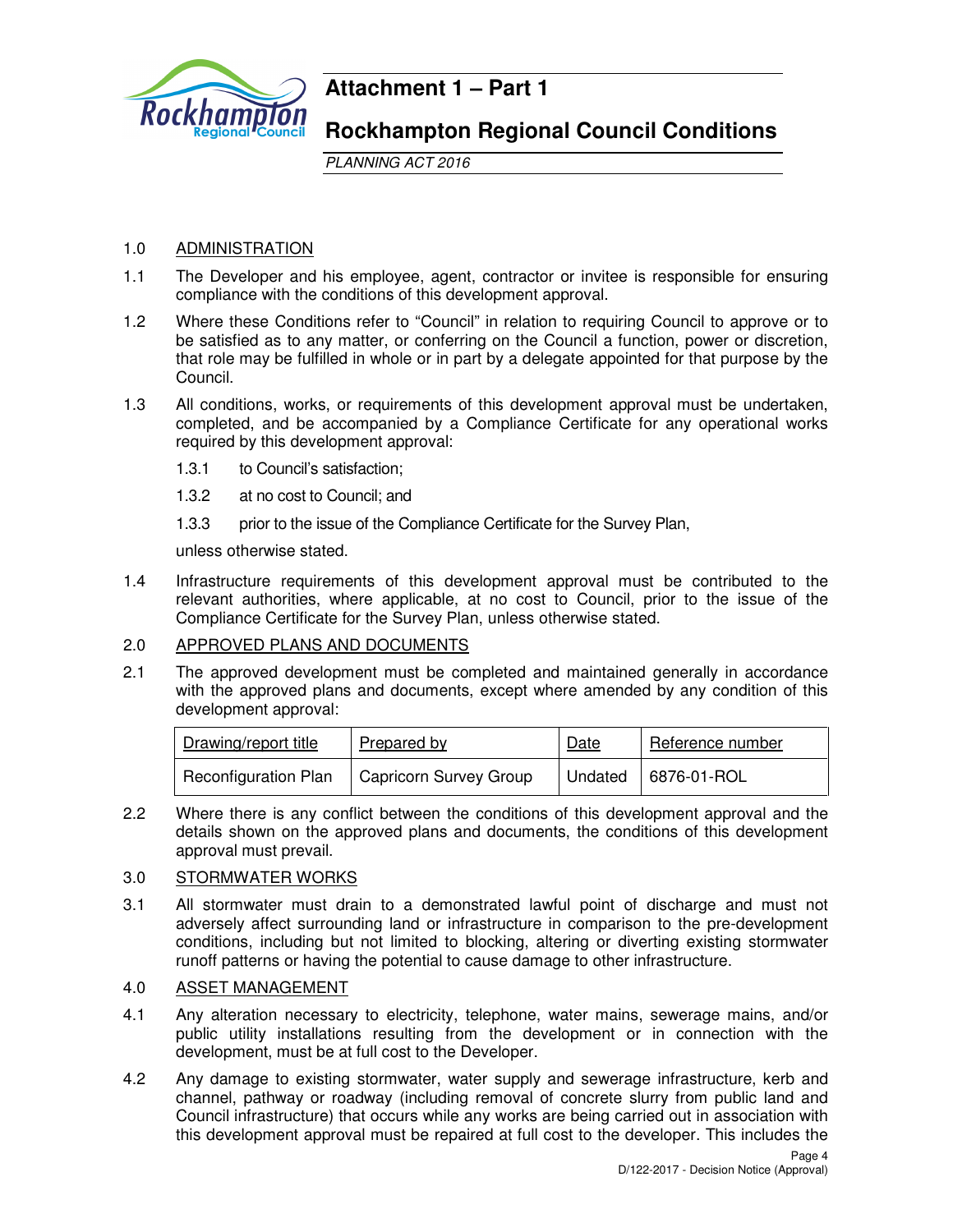# Attachment 1 – Part 1

# Rockhampton Regional Council Conditions

*PLANNING ACT 2016*

1.0 ADMINISTRATION

1.1 The Developer and his employee, agent, contractor or invitee is responsible for ensuring compliance with the conditions of this development approval.

1.2 Where these Conditions refer to "Council" in relation to requiring Council to approve or to be satisfied as to any matter, or conferring on the Council a function, power or discretion, that role may be fulfilled in whole or in part by a delegate appointed for that purpose by the Council.

1.3 All conditions, works, or requirements of this development approval must be undertaken, completed, and be accompanied by a Compliance Certificate for any operational works required by this development approval:

1.3.1 to Council's satisfaction;

1.3.2 at no cost to Council; and

1.3.3 prior to the issue of the Compliance Certificate for the Survey Plan,

unless otherwise stated.

1.4 Infrastructure requirements of this development approval must be contributed to the relevant authorities, where applicable, at no cost to Council, prior to the issue of the Compliance Certificate for the Survey Plan, unless otherwise stated.

2.0 APPROVED PLANS AND DOCUMENTS

2.1 The approved development must be completed and maintained generally in accordance with the approved plans and documents, except where amended by any condition of this development approval:

| Drawing/report title | Prepared by | Date | Reference number |
|---|---|---|---|
| Reconfiguration Plan | Capricorn Survey Group | Undated | 6876-01-ROL |

2.2 Where there is any conflict between the conditions of this development approval and the details shown on the approved plans and documents, the conditions of this development approval must prevail.

3.0 STORMWATER WORKS

3.1 All stormwater must drain to a demonstrated lawful point of discharge and must not adversely affect surrounding land or infrastructure in comparison to the pre-development conditions, including but not limited to blocking, altering or diverting existing stormwater runoff patterns or having the potential to cause damage to other infrastructure.

4.0 ASSET MANAGEMENT

4.1 Any alteration necessary to electricity, telephone, water mains, sewerage mains, and/or public utility installations resulting from the development or in connection with the development, must be at full cost to the Developer.

4.2 Any damage to existing stormwater, water supply and sewerage infrastructure, kerb and channel, pathway or roadway (including removal of concrete slurry from public land and Council infrastructure) that occurs while any works are being carried out in association with this development approval must be repaired at full cost to the developer. This includes the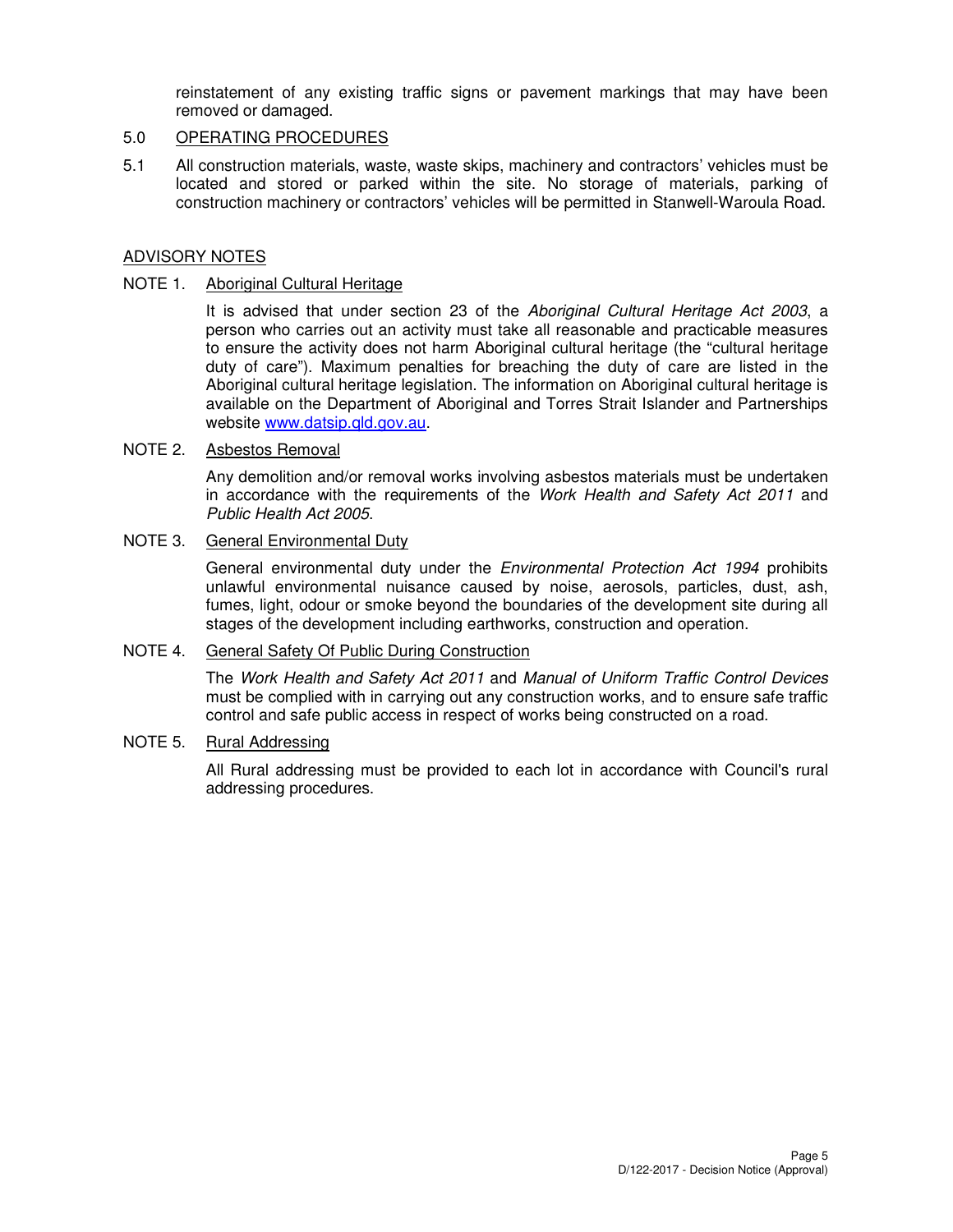reinstatement of any existing traffic signs or pavement markings that may have been removed or damaged.

5.0 OPERATING PROCEDURES

5.1 All construction materials, waste, waste skips, machinery and contractors' vehicles must be located and stored or parked within the site. No storage of materials, parking of construction machinery or contractors' vehicles will be permitted in Stanwell-Waroula Road.

ADVISORY NOTES

NOTE 1. Aboriginal Cultural Heritage

It is advised that under section 23 of the *Aboriginal Cultural Heritage Act 2003*, a person who carries out an activity must take all reasonable and practicable measures to ensure the activity does not harm Aboriginal cultural heritage (the "cultural heritage duty of care"). Maximum penalties for breaching the duty of care are listed in the Aboriginal cultural heritage legislation. The information on Aboriginal cultural heritage is available on the Department of Aboriginal and Torres Strait Islander and Partnerships website www.datsip.qld.gov.au.

NOTE 2. Asbestos Removal

Any demolition and/or removal works involving asbestos materials must be undertaken in accordance with the requirements of the *Work Health and Safety Act 2011* and *Public Health Act 2005*.

NOTE 3. General Environmental Duty

General environmental duty under the *Environmental Protection Act 1994* prohibits unlawful environmental nuisance caused by noise, aerosols, particles, dust, ash, fumes, light, odour or smoke beyond the boundaries of the development site during all stages of the development including earthworks, construction and operation.

NOTE 4. General Safety Of Public During Construction

The *Work Health and Safety Act 2011* and *Manual of Uniform Traffic Control Devices* must be complied with in carrying out any construction works, and to ensure safe traffic control and safe public access in respect of works being constructed on a road.

NOTE 5. Rural Addressing

All Rural addressing must be provided to each lot in accordance with Council's rural addressing procedures.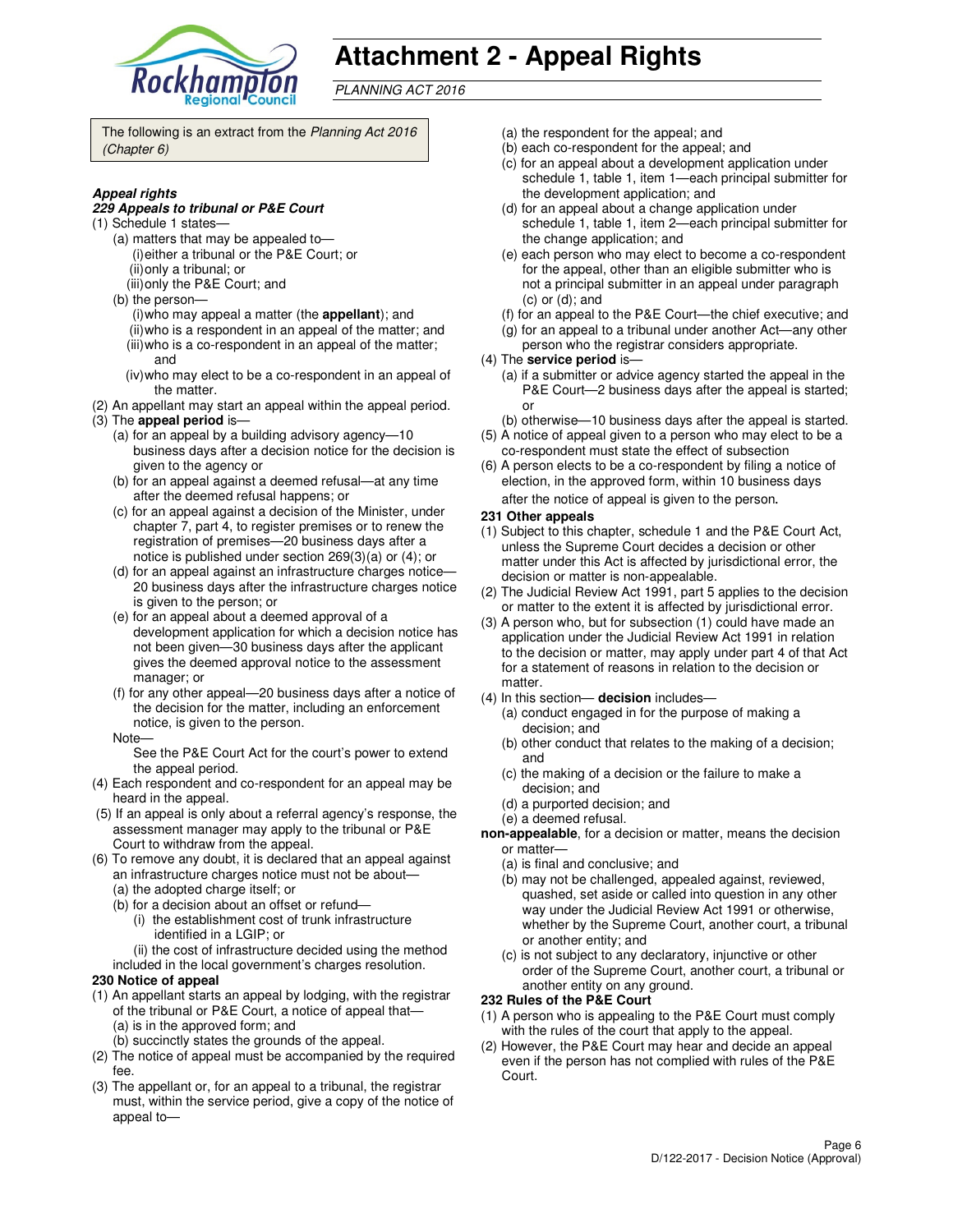# Attachment 2 - Appeal Rights

*PLANNING ACT 2016*

The following is an extract from the *Planning Act 2016 (Chapter 6)*

***Appeal rights***

***229 Appeals to tribunal or P&E Court***

(1) Schedule 1 states—
   (a) matters that may be appealed to—
      (i) either a tribunal or the P&E Court; or
      (ii) only a tribunal; or
      (iii) only the P&E Court; and
   (b) the person—
      (i) who may appeal a matter (the **appellant**); and
      (ii) who is a respondent in an appeal of the matter; and
      (iii) who is a co-respondent in an appeal of the matter; and
      (iv) who may elect to be a co-respondent in an appeal of the matter.

(2) An appellant may start an appeal within the appeal period.

(3) The **appeal period** is—
   (a) for an appeal by a building advisory agency—10 business days after a decision notice for the decision is given to the agency or
   (b) for an appeal against a deemed refusal—at any time after the deemed refusal happens; or
   (c) for an appeal against a decision of the Minister, under chapter 7, part 4, to register premises or to renew the registration of premises—20 business days after a notice is published under section 269(3)(a) or (4); or
   (d) for an appeal against an infrastructure charges notice—20 business days after the infrastructure charges notice is given to the person; or
   (e) for an appeal about a deemed approval of a development application for which a decision notice has not been given—30 business days after the applicant gives the deemed approval notice to the assessment manager; or
   (f) for any other appeal—20 business days after a notice of the decision for the matter, including an enforcement notice, is given to the person.

   Note—

   See the P&E Court Act for the court's power to extend the appeal period.

(4) Each respondent and co-respondent for an appeal may be heard in the appeal.

(5) If an appeal is only about a referral agency's response, the assessment manager may apply to the tribunal or P&E Court to withdraw from the appeal.

(6) To remove any doubt, it is declared that an appeal against an infrastructure charges notice must not be about—
   (a) the adopted charge itself; or
   (b) for a decision about an offset or refund—
      (i) the establishment cost of trunk infrastructure identified in a LGIP; or
      (ii) the cost of infrastructure decided using the method

   included in the local government's charges resolution.

**230 Notice of appeal**

(1) An appellant starts an appeal by lodging, with the registrar of the tribunal or P&E Court, a notice of appeal that—
   (a) is in the approved form; and
   (b) succinctly states the grounds of the appeal.

(2) The notice of appeal must be accompanied by the required fee.

(3) The appellant or, for an appeal to a tribunal, the registrar must, within the service period, give a copy of the notice of appeal to—
   (a) the respondent for the appeal; and
   (b) each co-respondent for the appeal; and
   (c) for an appeal about a development application under schedule 1, table 1, item 1—each principal submitter for the development application; and
   (d) for an appeal about a change application under schedule 1, table 1, item 2—each principal submitter for the change application; and
   (e) each person who may elect to become a co-respondent for the appeal, other than an eligible submitter who is not a principal submitter in an appeal under paragraph (c) or (d); and
   (f) for an appeal to the P&E Court—the chief executive; and
   (g) for an appeal to a tribunal under another Act—any other person who the registrar considers appropriate.

(4) The **service period** is—
   (a) if a submitter or advice agency started the appeal in the P&E Court—2 business days after the appeal is started; or
   (b) otherwise—10 business days after the appeal is started.

(5) A notice of appeal given to a person who may elect to be a co-respondent must state the effect of subsection

(6) A person elects to be a co-respondent by filing a notice of election, in the approved form, within 10 business days after the notice of appeal is given to the person.

**231 Other appeals**

(1) Subject to this chapter, schedule 1 and the P&E Court Act, unless the Supreme Court decides a decision or other matter under this Act is affected by jurisdictional error, the decision or matter is non-appealable.

(2) The Judicial Review Act 1991, part 5 applies to the decision or matter to the extent it is affected by jurisdictional error.

(3) A person who, but for subsection (1) could have made an application under the Judicial Review Act 1991 in relation to the decision or matter, may apply under part 4 of that Act for a statement of reasons in relation to the decision or matter.

(4) In this section— **decision** includes—
   (a) conduct engaged in for the purpose of making a decision; and
   (b) other conduct that relates to the making of a decision; and
   (c) the making of a decision or the failure to make a decision; and
   (d) a purported decision; and
   (e) a deemed refusal.

**non-appealable**, for a decision or matter, means the decision or matter—
   (a) is final and conclusive; and
   (b) may not be challenged, appealed against, reviewed, quashed, set aside or called into question in any other way under the Judicial Review Act 1991 or otherwise, whether by the Supreme Court, another court, a tribunal or another entity; and
   (c) is not subject to any declaratory, injunctive or other order of the Supreme Court, another court, a tribunal or another entity on any ground.

**232 Rules of the P&E Court**

(1) A person who is appealing to the P&E Court must comply with the rules of the court that apply to the appeal.

(2) However, the P&E Court may hear and decide an appeal even if the person has not complied with rules of the P&E Court.

D/122-2017 - Decision Notice (Approval)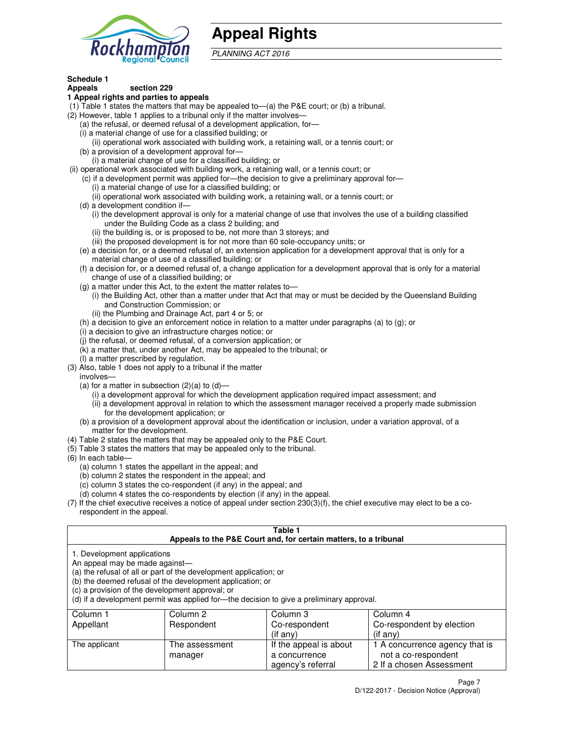# Appeal Rights

*PLANNING ACT 2016*

**Schedule 1**
**Appeals** **section 229**

**1 Appeal rights and parties to appeals**

(1) Table 1 states the matters that may be appealed to—(a) the P&E court; or (b) a tribunal.

(2) However, table 1 applies to a tribunal only if the matter involves—

(a) the refusal, or deemed refusal of a development application, for—

(i) a material change of use for a classified building; or

(ii) operational work associated with building work, a retaining wall, or a tennis court; or

(b) a provision of a development approval for—

(i) a material change of use for a classified building; or

(ii) operational work associated with building work, a retaining wall, or a tennis court; or

(c) if a development permit was applied for—the decision to give a preliminary approval for—

(i) a material change of use for a classified building; or

(ii) operational work associated with building work, a retaining wall, or a tennis court; or

(d) a development condition if—

(i) the development approval is only for a material change of use that involves the use of a building classified under the Building Code as a class 2 building; and

(ii) the building is, or is proposed to be, not more than 3 storeys; and

(iii) the proposed development is for not more than 60 sole-occupancy units; or

(e) a decision for, or a deemed refusal of, an extension application for a development approval that is only for a material change of use of a classified building; or

(f) a decision for, or a deemed refusal of, a change application for a development approval that is only for a material change of use of a classified building; or

(g) a matter under this Act, to the extent the matter relates to—

(i) the Building Act, other than a matter under that Act that may or must be decided by the Queensland Building and Construction Commission; or

(ii) the Plumbing and Drainage Act, part 4 or 5; or

(h) a decision to give an enforcement notice in relation to a matter under paragraphs (a) to (g); or

(i) a decision to give an infrastructure charges notice; or

(j) the refusal, or deemed refusal, of a conversion application; or

(k) a matter that, under another Act, may be appealed to the tribunal; or

(l) a matter prescribed by regulation.

(3) Also, table 1 does not apply to a tribunal if the matter involves—

(a) for a matter in subsection (2)(a) to (d)—

(i) a development approval for which the development application required impact assessment; and

(ii) a development approval in relation to which the assessment manager received a properly made submission for the development application; or

(b) a provision of a development approval about the identification or inclusion, under a variation approval, of a matter for the development.

(4) Table 2 states the matters that may be appealed only to the P&E Court.

(5) Table 3 states the matters that may be appealed only to the tribunal.

(6) In each table—

(a) column 1 states the appellant in the appeal; and

(b) column 2 states the respondent in the appeal; and

(c) column 3 states the co-respondent (if any) in the appeal; and

(d) column 4 states the co-respondents by election (if any) in the appeal.

(7) If the chief executive receives a notice of appeal under section 230(3)(f), the chief executive may elect to be a co-respondent in the appeal.

**Table 1**
**Appeals to the P&E Court and, for certain matters, to a tribunal**

1. Development applications

An appeal may be made against—

(a) the refusal of all or part of the development application; or

(b) the deemed refusal of the development application; or

(c) a provision of the development approval; or

(d) if a development permit was applied for—the decision to give a preliminary approval.

| Column 1<br>Appellant | Column 2<br>Respondent | Column 3<br>Co-respondent<br>(if any) | Column 4<br>Co-respondent by election<br>(if any) |
|---|---|---|---|
| The applicant | The assessment manager | If the appeal is about a concurrence agency's referral | 1 A concurrence agency that is not a co-respondent<br>2 If a chosen Assessment |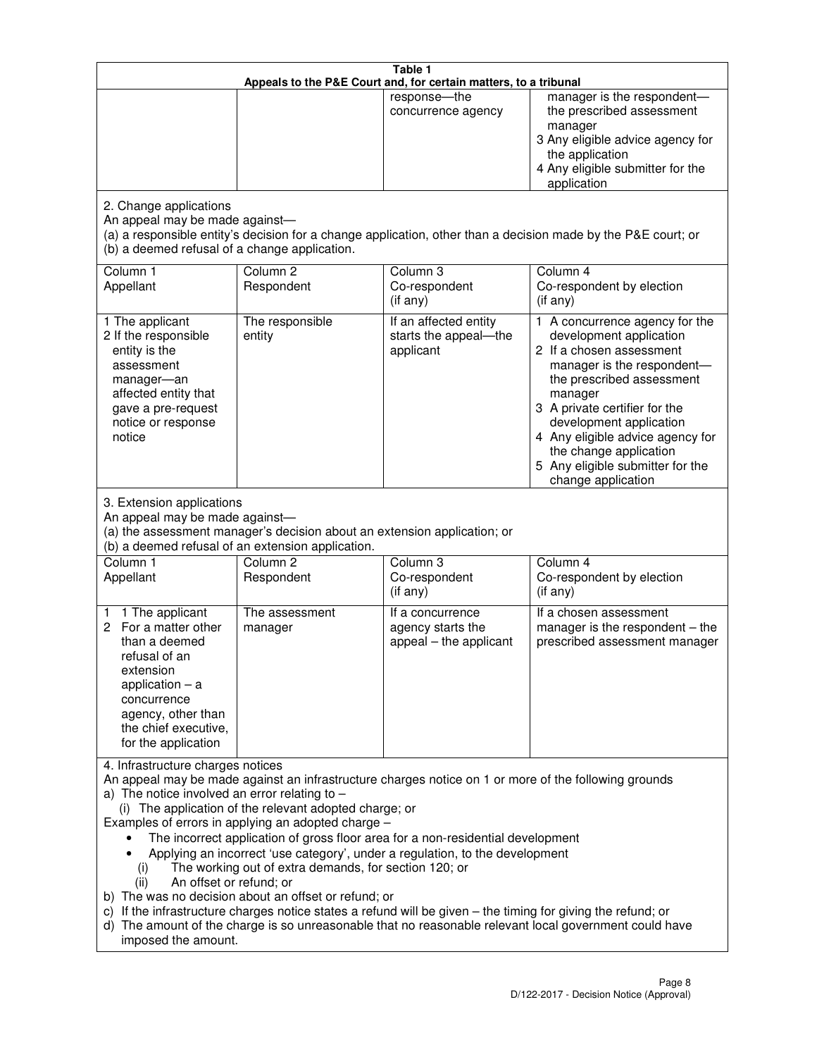**Table 1**
**Appeals to the P&E Court and, for certain matters, to a tribunal**

| Column 1 Appellant | Column 2 Respondent | Column 3 Co-respondent (if any) | Column 4 Co-respondent by election (if any) |
|---|---|---|---|
| | | response—the concurrence agency | manager is the respondent—the prescribed assessment manager<br>3 Any eligible advice agency for the application<br>4 Any eligible submitter for the application |

2. Change applications
An appeal may be made against—
(a) a responsible entity's decision for a change application, other than a decision made by the P&E court; or
(b) a deemed refusal of a change application.

| Column 1 Appellant | Column 2 Respondent | Column 3 Co-respondent (if any) | Column 4 Co-respondent by election (if any) |
|---|---|---|---|
| 1 The applicant<br>2 If the responsible entity is the assessment manager—an affected entity that gave a pre-request notice or response notice | The responsible entity | If an affected entity starts the appeal—the applicant | 1 A concurrence agency for the development application<br>2 If a chosen assessment manager is the respondent—the prescribed assessment manager<br>3 A private certifier for the development application<br>4 Any eligible advice agency for the change application<br>5 Any eligible submitter for the change application |

3. Extension applications
An appeal may be made against—
(a) the assessment manager's decision about an extension application; or
(b) a deemed refusal of an extension application.

| Column 1 Appellant | Column 2 Respondent | Column 3 Co-respondent (if any) | Column 4 Co-respondent by election (if any) |
|---|---|---|---|
| 1 1 The applicant<br>2 For a matter other than a deemed refusal of an extension application – a concurrence agency, other than the chief executive, for the application | The assessment manager | If a concurrence agency starts the appeal – the applicant | If a chosen assessment manager is the respondent – the prescribed assessment manager |

4. Infrastructure charges notices
An appeal may be made against an infrastructure charges notice on 1 or more of the following grounds
a) The notice involved an error relating to –
   (i) The application of the relevant adopted charge; or
Examples of errors in applying an adopted charge –
- The incorrect application of gross floor area for a non-residential development
- Applying an incorrect 'use category', under a regulation, to the development
   (i) The working out of extra demands, for section 120; or
   (ii) An offset or refund; or
b) The was no decision about an offset or refund; or
c) If the infrastructure charges notice states a refund will be given – the timing for giving the refund; or
d) The amount of the charge is so unreasonable that no reasonable relevant local government could have imposed the amount.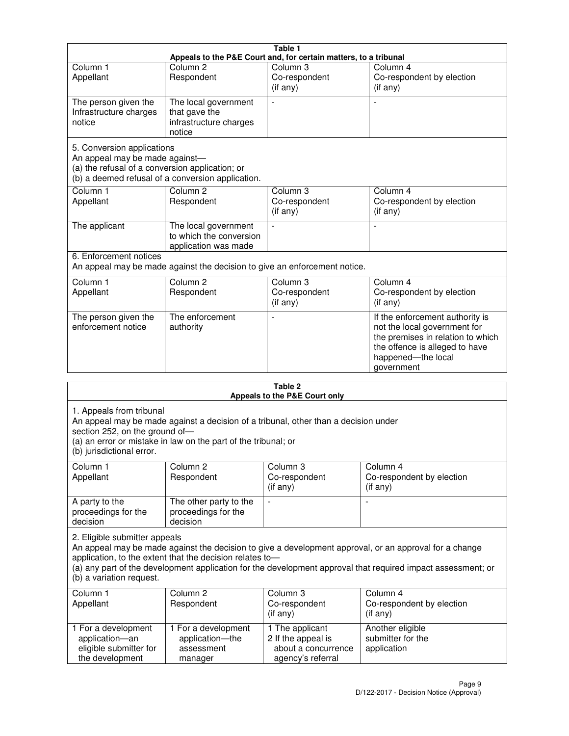| Table 1<br>Appeals to the P&E Court and, for certain matters, to a tribunal | | | |
|---|---|---|---|
| Column 1<br>Appellant | Column 2<br>Respondent | Column 3<br>Co-respondent<br>(if any) | Column 4<br>Co-respondent by election<br>(if any) |
| The person given the Infrastructure charges notice | The local government that gave the infrastructure charges notice | - | - |
| 5. Conversion applications<br>An appeal may be made against—<br>(a) the refusal of a conversion application; or<br>(b) a deemed refusal of a conversion application. | | | |
| Column 1<br>Appellant | Column 2<br>Respondent | Column 3<br>Co-respondent<br>(if any) | Column 4<br>Co-respondent by election<br>(if any) |
| The applicant | The local government to which the conversion application was made | - | - |
| 6. Enforcement notices<br>An appeal may be made against the decision to give an enforcement notice. | | | |
| Column 1<br>Appellant | Column 2<br>Respondent | Column 3<br>Co-respondent<br>(if any) | Column 4<br>Co-respondent by election<br>(if any) |
| The person given the enforcement notice | The enforcement authority | - | If the enforcement authority is not the local government for the premises in relation to which the offence is alleged to have happened—the local government |

| Table 2<br>Appeals to the P&E Court only | | | |
|---|---|---|---|
| 1. Appeals from tribunal<br>An appeal may be made against a decision of a tribunal, other than a decision under section 252, on the ground of—<br>(a) an error or mistake in law on the part of the tribunal; or<br>(b) jurisdictional error. | | | |
| Column 1<br>Appellant | Column 2<br>Respondent | Column 3<br>Co-respondent<br>(if any) | Column 4<br>Co-respondent by election<br>(if any) |
| A party to the proceedings for the decision | The other party to the proceedings for the decision | - | - |
| 2. Eligible submitter appeals<br>An appeal may be made against the decision to give a development approval, or an approval for a change application, to the extent that the decision relates to—<br>(a) any part of the development application for the development approval that required impact assessment; or<br>(b) a variation request. | | | |
| Column 1<br>Appellant | Column 2<br>Respondent | Column 3<br>Co-respondent<br>(if any) | Column 4<br>Co-respondent by election<br>(if any) |
| 1 For a development application—an eligible submitter for the development | 1 For a development application—the assessment manager | 1 The applicant<br>2 If the appeal is about a concurrence agency's referral | Another eligible submitter for the application |

D/122-2017 - Decision Notice (Approval)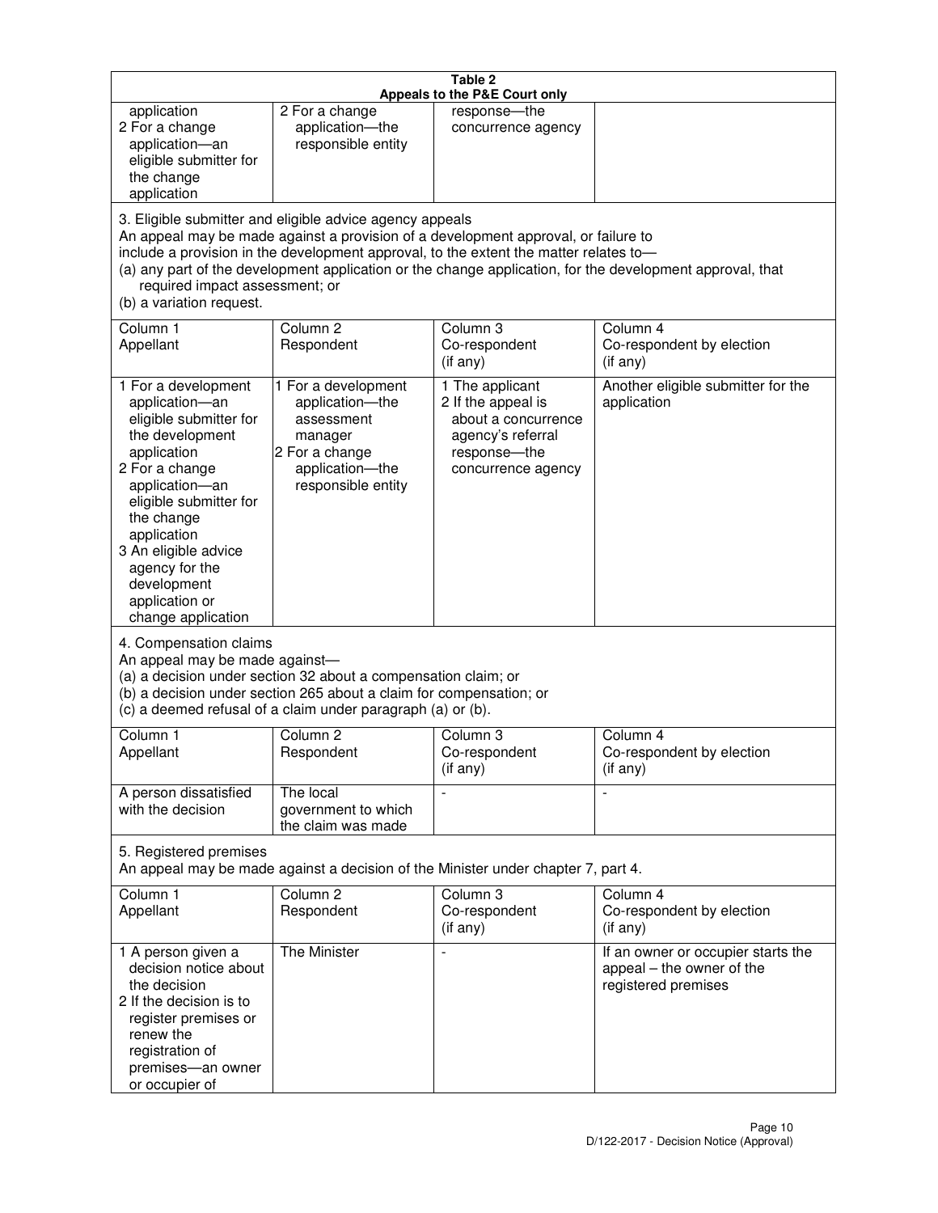**Table 2**
**Appeals to the P&E Court only**

| | | | |
|---|---|---|---|
| application<br>2 For a change application—an eligible submitter for the change application | 2 For a change application—the responsible entity | response—the concurrence agency | |

3. Eligible submitter and eligible advice agency appeals

An appeal may be made against a provision of a development approval, or failure to include a provision in the development approval, to the extent the matter relates to—

(a) any part of the development application or the change application, for the development approval, that required impact assessment; or

(b) a variation request.

| Column 1<br>Appellant | Column 2<br>Respondent | Column 3<br>Co-respondent<br>(if any) | Column 4<br>Co-respondent by election<br>(if any) |
|---|---|---|---|
| 1 For a development application—an eligible submitter for the development application<br>2 For a change application—an eligible submitter for the change application<br>3 An eligible advice agency for the development application or change application | 1 For a development application—the assessment manager<br>2 For a change application—the responsible entity | 1 The applicant<br>2 If the appeal is about a concurrence agency's referral response—the concurrence agency | Another eligible submitter for the application |

4. Compensation claims

An appeal may be made against—

(a) a decision under section 32 about a compensation claim; or

(b) a decision under section 265 about a claim for compensation; or

(c) a deemed refusal of a claim under paragraph (a) or (b).

| Column 1<br>Appellant | Column 2<br>Respondent | Column 3<br>Co-respondent<br>(if any) | Column 4<br>Co-respondent by election<br>(if any) |
|---|---|---|---|
| A person dissatisfied with the decision | The local government to which the claim was made | - | - |

5. Registered premises

An appeal may be made against a decision of the Minister under chapter 7, part 4.

| Column 1<br>Appellant | Column 2<br>Respondent | Column 3<br>Co-respondent<br>(if any) | Column 4<br>Co-respondent by election<br>(if any) |
|---|---|---|---|
| 1 A person given a decision notice about the decision<br>2 If the decision is to register premises or renew the registration of premises—an owner or occupier of | The Minister | - | If an owner or occupier starts the appeal – the owner of the registered premises |

D/122-2017 - Decision Notice (Approval)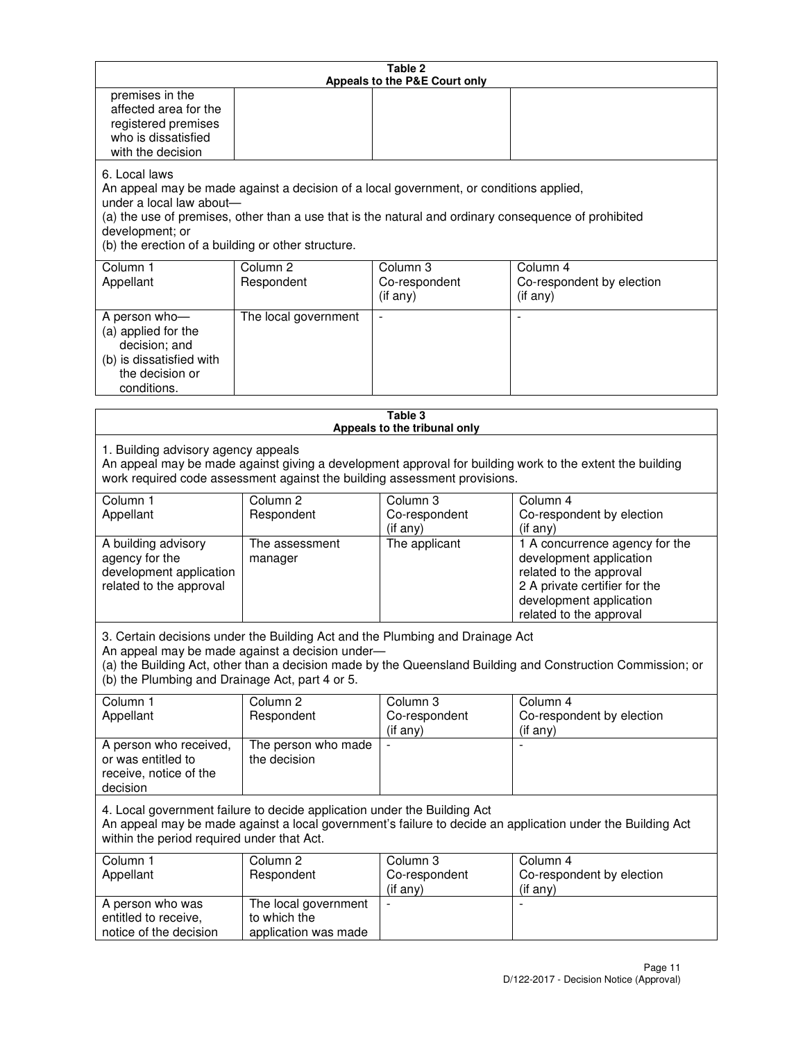| Table 2<br>Appeals to the P&E Court only | | | |
|---|---|---|---|
| premises in the affected area for the registered premises who is dissatisfied with the decision | | | |
| 6. Local laws<br>An appeal may be made against a decision of a local government, or conditions applied, under a local law about—<br>(a) the use of premises, other than a use that is the natural and ordinary consequence of prohibited development; or<br>(b) the erection of a building or other structure. | | | |
| Column 1<br>Appellant | Column 2<br>Respondent | Column 3<br>Co-respondent<br>(if any) | Column 4<br>Co-respondent by election<br>(if any) |
| A person who—<br>(a) applied for the decision; and<br>(b) is dissatisfied with the decision or conditions. | The local government | - | - |

| Table 3<br>Appeals to the tribunal only | | | |
|---|---|---|---|
| 1. Building advisory agency appeals<br>An appeal may be made against giving a development approval for building work to the extent the building work required code assessment against the building assessment provisions. | | | |
| Column 1<br>Appellant | Column 2<br>Respondent | Column 3<br>Co-respondent<br>(if any) | Column 4<br>Co-respondent by election<br>(if any) |
| A building advisory agency for the development application related to the approval | The assessment manager | The applicant | 1 A concurrence agency for the development application related to the approval<br>2 A private certifier for the development application related to the approval |
| 3. Certain decisions under the Building Act and the Plumbing and Drainage Act<br>An appeal may be made against a decision under—<br>(a) the Building Act, other than a decision made by the Queensland Building and Construction Commission; or<br>(b) the Plumbing and Drainage Act, part 4 or 5. | | | |
| Column 1<br>Appellant | Column 2<br>Respondent | Column 3<br>Co-respondent<br>(if any) | Column 4<br>Co-respondent by election<br>(if any) |
| A person who received, or was entitled to receive, notice of the decision | The person who made the decision | - | - |
| 4. Local government failure to decide application under the Building Act<br>An appeal may be made against a local government's failure to decide an application under the Building Act within the period required under that Act. | | | |
| Column 1<br>Appellant | Column 2<br>Respondent | Column 3<br>Co-respondent<br>(if any) | Column 4<br>Co-respondent by election<br>(if any) |
| A person who was entitled to receive, notice of the decision | The local government to which the application was made | - | - |